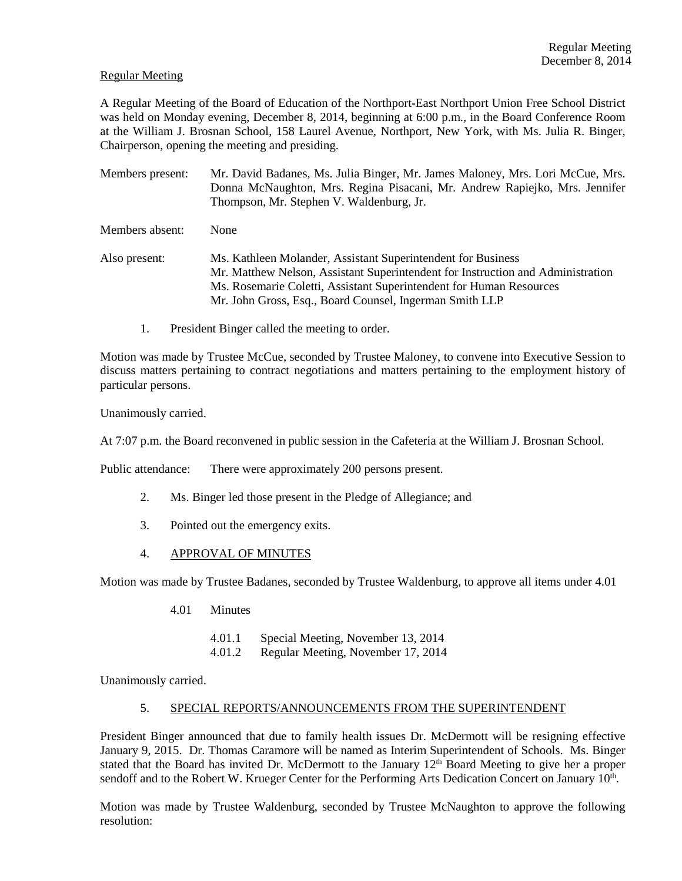Regular Meeting

A Regular Meeting of the Board of Education of the Northport-East Northport Union Free School District was held on Monday evening, December 8, 2014, beginning at 6:00 p.m., in the Board Conference Room at the William J. Brosnan School, 158 Laurel Avenue, Northport, New York, with Ms. Julia R. Binger, Chairperson, opening the meeting and presiding.

Members present: Mr. David Badanes, Ms. Julia Binger, Mr. James Maloney, Mrs. Lori McCue, Mrs. Donna McNaughton, Mrs. Regina Pisacani, Mr. Andrew Rapiejko, Mrs. Jennifer Thompson, Mr. Stephen V. Waldenburg, Jr.

Members absent: None

Also present: Ms. Kathleen Molander, Assistant Superintendent for Business
Mr. Matthew Nelson, Assistant Superintendent for Instruction and Administration
Ms. Rosemarie Coletti, Assistant Superintendent for Human Resources
Mr. John Gross, Esq., Board Counsel, Ingerman Smith LLP

1. President Binger called the meeting to order.

Motion was made by Trustee McCue, seconded by Trustee Maloney, to convene into Executive Session to discuss matters pertaining to contract negotiations and matters pertaining to the employment history of particular persons.

Unanimously carried.

At 7:07 p.m. the Board reconvened in public session in the Cafeteria at the William J. Brosnan School.

Public attendance: There were approximately 200 persons present.

2. Ms. Binger led those present in the Pledge of Allegiance; and

3. Pointed out the emergency exits.

4. APPROVAL OF MINUTES

Motion was made by Trustee Badanes, seconded by Trustee Waldenburg, to approve all items under 4.01

4.01 Minutes

4.01.1 Special Meeting, November 13, 2014
4.01.2 Regular Meeting, November 17, 2014

Unanimously carried.

5. SPECIAL REPORTS/ANNOUNCEMENTS FROM THE SUPERINTENDENT

President Binger announced that due to family health issues Dr. McDermott will be resigning effective January 9, 2015. Dr. Thomas Caramore will be named as Interim Superintendent of Schools. Ms. Binger stated that the Board has invited Dr. McDermott to the January 12th Board Meeting to give her a proper sendoff and to the Robert W. Krueger Center for the Performing Arts Dedication Concert on January 10th.

Motion was made by Trustee Waldenburg, seconded by Trustee McNaughton to approve the following resolution: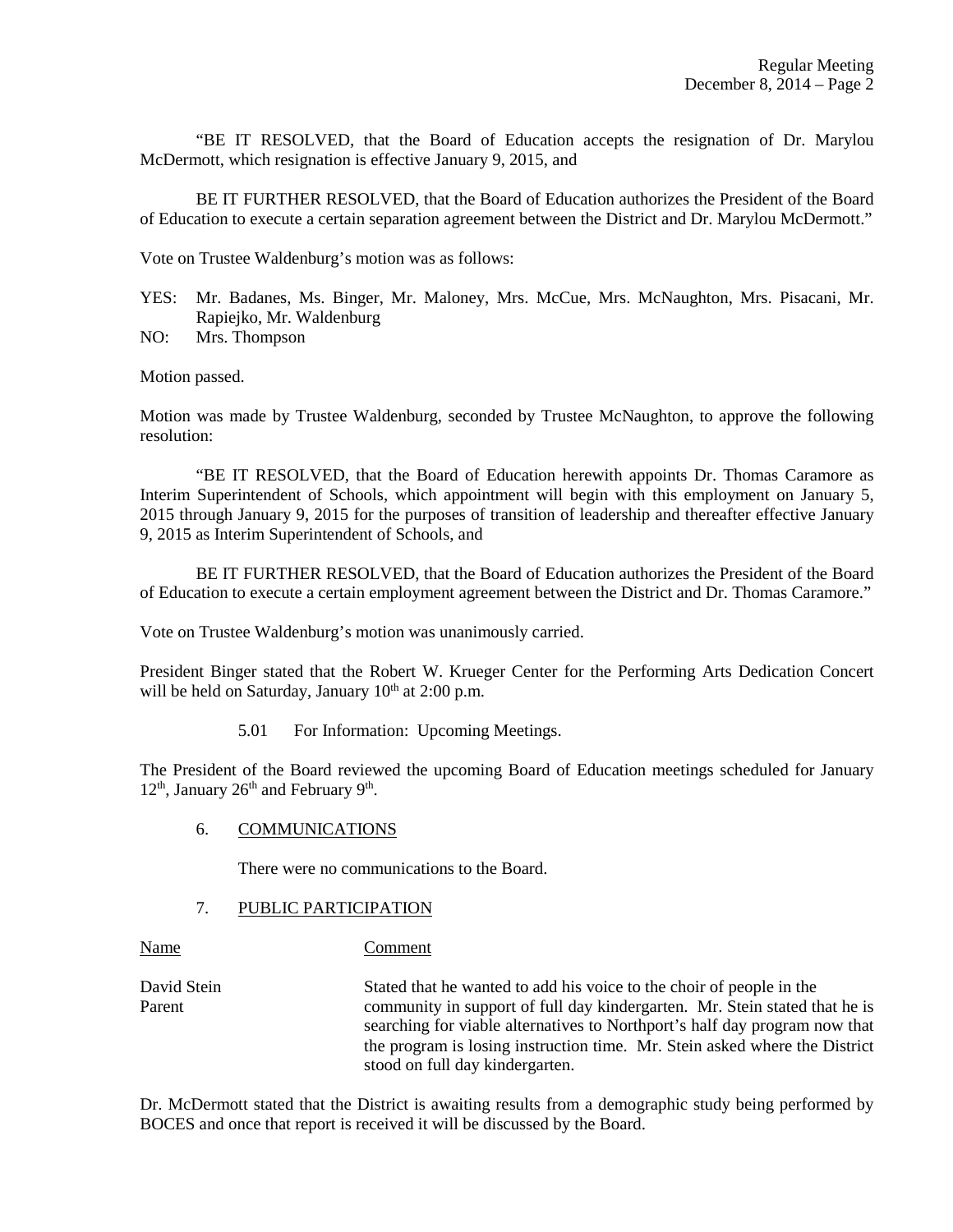"BE IT RESOLVED, that the Board of Education accepts the resignation of Dr. Marylou McDermott, which resignation is effective January 9, 2015, and

BE IT FURTHER RESOLVED, that the Board of Education authorizes the President of the Board of Education to execute a certain separation agreement between the District and Dr. Marylou McDermott."

Vote on Trustee Waldenburg's motion was as follows:

YES: Mr. Badanes, Ms. Binger, Mr. Maloney, Mrs. McCue, Mrs. McNaughton, Mrs. Pisacani, Mr. Rapiejko, Mr. Waldenburg
NO: Mrs. Thompson

Motion passed.

Motion was made by Trustee Waldenburg, seconded by Trustee McNaughton, to approve the following resolution:

"BE IT RESOLVED, that the Board of Education herewith appoints Dr. Thomas Caramore as Interim Superintendent of Schools, which appointment will begin with this employment on January 5, 2015 through January 9, 2015 for the purposes of transition of leadership and thereafter effective January 9, 2015 as Interim Superintendent of Schools, and

BE IT FURTHER RESOLVED, that the Board of Education authorizes the President of the Board of Education to execute a certain employment agreement between the District and Dr. Thomas Caramore."

Vote on Trustee Waldenburg's motion was unanimously carried.

President Binger stated that the Robert W. Krueger Center for the Performing Arts Dedication Concert will be held on Saturday, January 10th at 2:00 p.m.

5.01 For Information: Upcoming Meetings.

The President of the Board reviewed the upcoming Board of Education meetings scheduled for January 12th, January 26th and February 9th.

6. COMMUNICATIONS

There were no communications to the Board.

7. PUBLIC PARTICIPATION

| Name | Comment |
|---|---|
| David Stein<br>Parent | Stated that he wanted to add his voice to the choir of people in the community in support of full day kindergarten. Mr. Stein stated that he is searching for viable alternatives to Northport's half day program now that the program is losing instruction time. Mr. Stein asked where the District stood on full day kindergarten. |

Dr. McDermott stated that the District is awaiting results from a demographic study being performed by BOCES and once that report is received it will be discussed by the Board.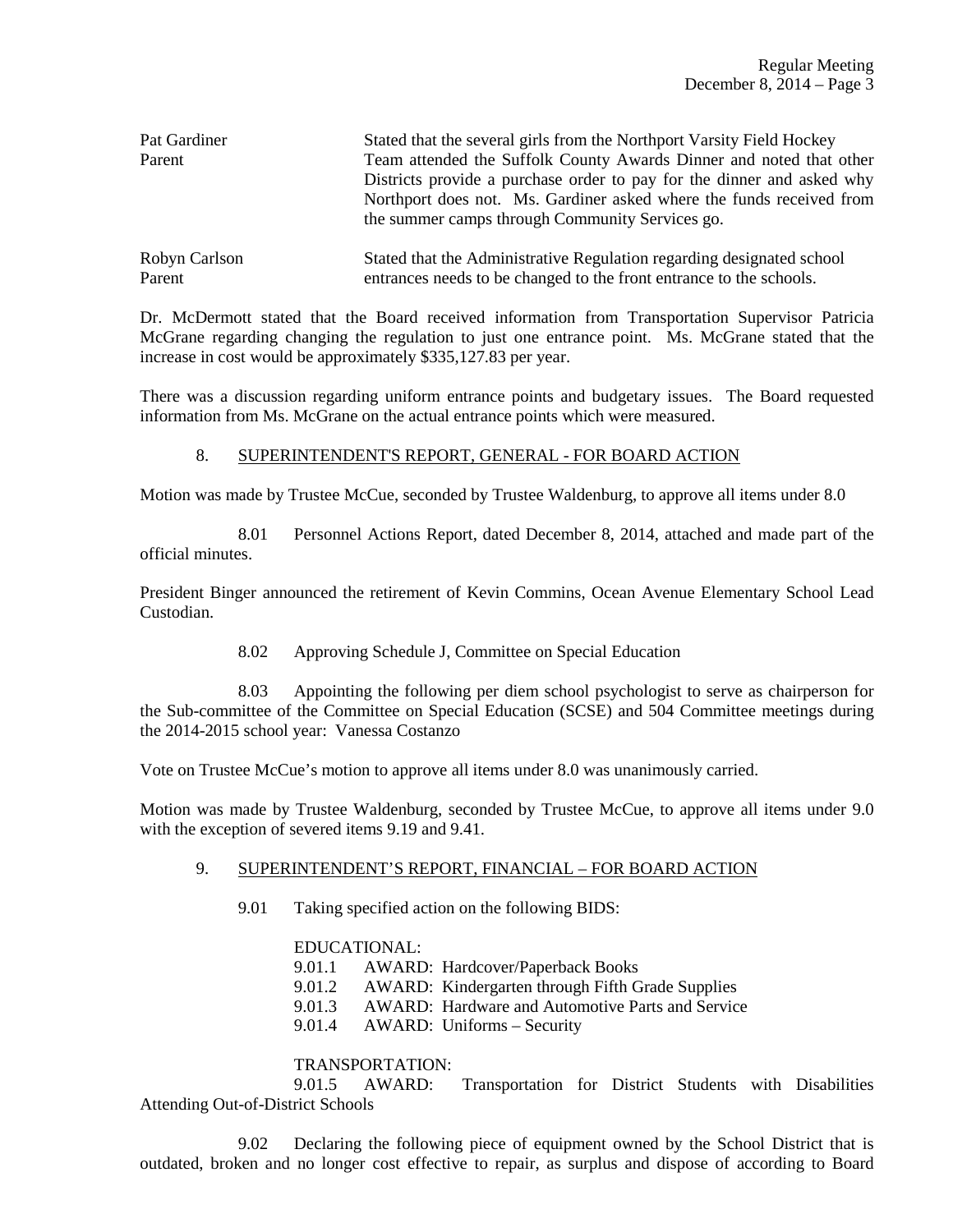| | |
|---|---|
| Pat Gardiner<br>Parent | Stated that the several girls from the Northport Varsity Field Hockey Team attended the Suffolk County Awards Dinner and noted that other Districts provide a purchase order to pay for the dinner and asked why Northport does not. Ms. Gardiner asked where the funds received from the summer camps through Community Services go. |
| Robyn Carlson<br>Parent | Stated that the Administrative Regulation regarding designated school entrances needs to be changed to the front entrance to the schools. |

Dr. McDermott stated that the Board received information from Transportation Supervisor Patricia McGrane regarding changing the regulation to just one entrance point. Ms. McGrane stated that the increase in cost would be approximately $335,127.83 per year.

There was a discussion regarding uniform entrance points and budgetary issues. The Board requested information from Ms. McGrane on the actual entrance points which were measured.

8. SUPERINTENDENT'S REPORT, GENERAL - FOR BOARD ACTION

Motion was made by Trustee McCue, seconded by Trustee Waldenburg, to approve all items under 8.0

8.01 Personnel Actions Report, dated December 8, 2014, attached and made part of the official minutes.

President Binger announced the retirement of Kevin Commins, Ocean Avenue Elementary School Lead Custodian.

8.02 Approving Schedule J, Committee on Special Education

8.03 Appointing the following per diem school psychologist to serve as chairperson for the Sub-committee of the Committee on Special Education (SCSE) and 504 Committee meetings during the 2014-2015 school year: Vanessa Costanzo

Vote on Trustee McCue's motion to approve all items under 8.0 was unanimously carried.

Motion was made by Trustee Waldenburg, seconded by Trustee McCue, to approve all items under 9.0 with the exception of severed items 9.19 and 9.41.

9. SUPERINTENDENT'S REPORT, FINANCIAL – FOR BOARD ACTION

9.01 Taking specified action on the following BIDS:

EDUCATIONAL:

9.01.1 AWARD: Hardcover/Paperback Books
9.01.2 AWARD: Kindergarten through Fifth Grade Supplies
9.01.3 AWARD: Hardware and Automotive Parts and Service
9.01.4 AWARD: Uniforms – Security

TRANSPORTATION:

9.01.5 AWARD: Transportation for District Students with Disabilities Attending Out-of-District Schools

9.02 Declaring the following piece of equipment owned by the School District that is outdated, broken and no longer cost effective to repair, as surplus and dispose of according to Board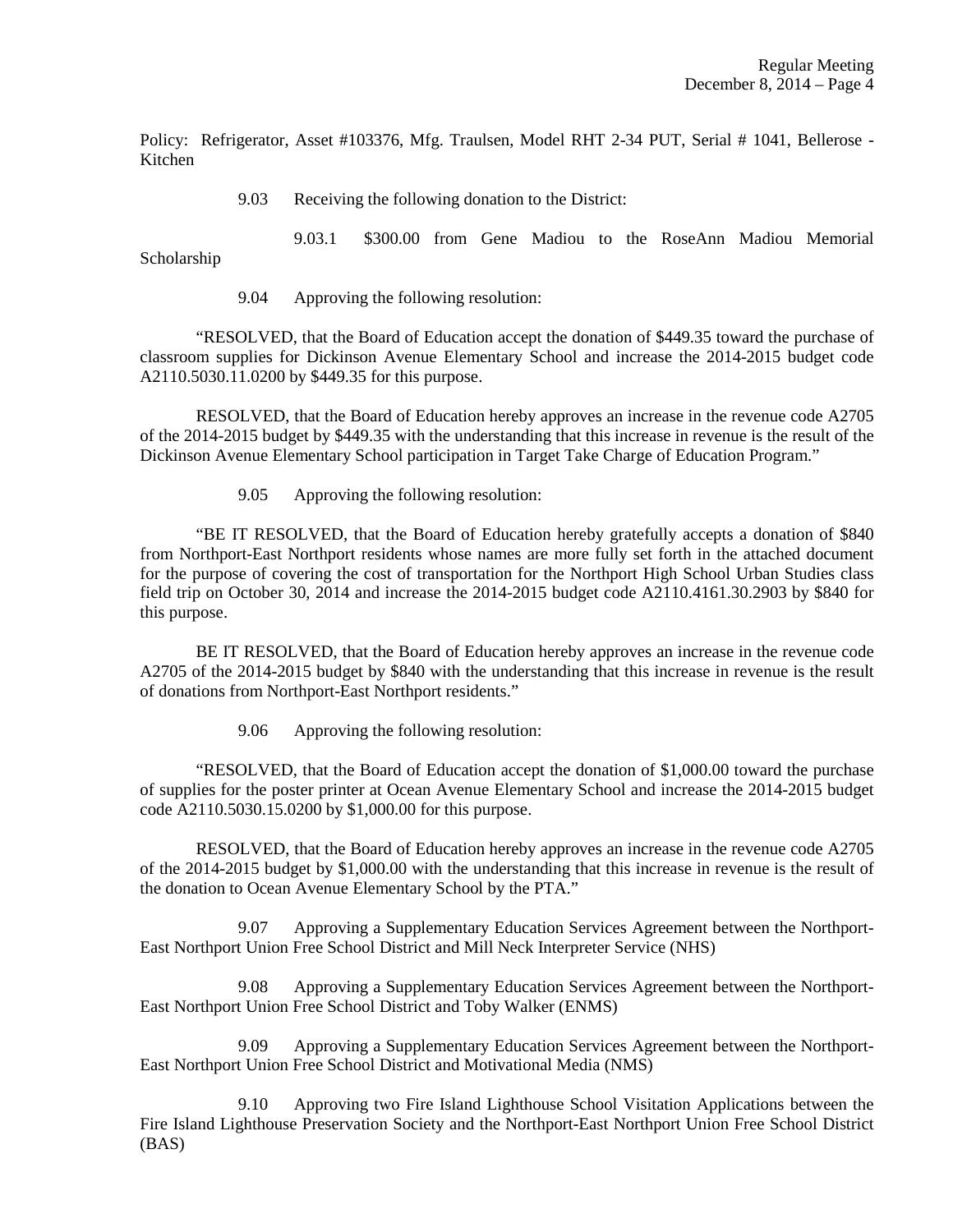Policy: Refrigerator, Asset #103376, Mfg. Traulsen, Model RHT 2-34 PUT, Serial # 1041, Bellerose - Kitchen

9.03 Receiving the following donation to the District:

9.03.1 $300.00 from Gene Madiou to the RoseAnn Madiou Memorial Scholarship

9.04 Approving the following resolution:

"RESOLVED, that the Board of Education accept the donation of $449.35 toward the purchase of classroom supplies for Dickinson Avenue Elementary School and increase the 2014-2015 budget code A2110.5030.11.0200 by $449.35 for this purpose.

RESOLVED, that the Board of Education hereby approves an increase in the revenue code A2705 of the 2014-2015 budget by $449.35 with the understanding that this increase in revenue is the result of the Dickinson Avenue Elementary School participation in Target Take Charge of Education Program."

9.05 Approving the following resolution:

"BE IT RESOLVED, that the Board of Education hereby gratefully accepts a donation of $840 from Northport-East Northport residents whose names are more fully set forth in the attached document for the purpose of covering the cost of transportation for the Northport High School Urban Studies class field trip on October 30, 2014 and increase the 2014-2015 budget code A2110.4161.30.2903 by $840 for this purpose.

BE IT RESOLVED, that the Board of Education hereby approves an increase in the revenue code A2705 of the 2014-2015 budget by $840 with the understanding that this increase in revenue is the result of donations from Northport-East Northport residents."

9.06 Approving the following resolution:

"RESOLVED, that the Board of Education accept the donation of $1,000.00 toward the purchase of supplies for the poster printer at Ocean Avenue Elementary School and increase the 2014-2015 budget code A2110.5030.15.0200 by $1,000.00 for this purpose.

RESOLVED, that the Board of Education hereby approves an increase in the revenue code A2705 of the 2014-2015 budget by $1,000.00 with the understanding that this increase in revenue is the result of the donation to Ocean Avenue Elementary School by the PTA."

9.07 Approving a Supplementary Education Services Agreement between the Northport-East Northport Union Free School District and Mill Neck Interpreter Service (NHS)

9.08 Approving a Supplementary Education Services Agreement between the Northport-East Northport Union Free School District and Toby Walker (ENMS)

9.09 Approving a Supplementary Education Services Agreement between the Northport-East Northport Union Free School District and Motivational Media (NMS)

9.10 Approving two Fire Island Lighthouse School Visitation Applications between the Fire Island Lighthouse Preservation Society and the Northport-East Northport Union Free School District (BAS)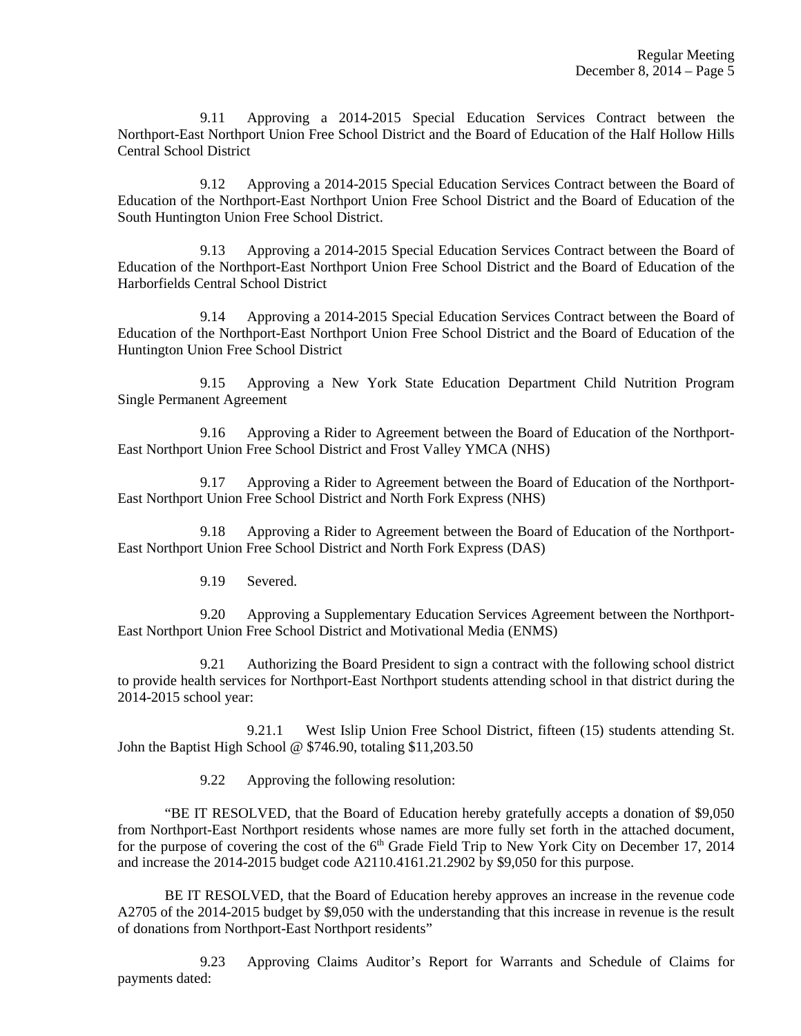9.11 Approving a 2014-2015 Special Education Services Contract between the Northport-East Northport Union Free School District and the Board of Education of the Half Hollow Hills Central School District

9.12 Approving a 2014-2015 Special Education Services Contract between the Board of Education of the Northport-East Northport Union Free School District and the Board of Education of the South Huntington Union Free School District.

9.13 Approving a 2014-2015 Special Education Services Contract between the Board of Education of the Northport-East Northport Union Free School District and the Board of Education of the Harborfields Central School District

9.14 Approving a 2014-2015 Special Education Services Contract between the Board of Education of the Northport-East Northport Union Free School District and the Board of Education of the Huntington Union Free School District

9.15 Approving a New York State Education Department Child Nutrition Program Single Permanent Agreement

9.16 Approving a Rider to Agreement between the Board of Education of the Northport-East Northport Union Free School District and Frost Valley YMCA (NHS)

9.17 Approving a Rider to Agreement between the Board of Education of the Northport-East Northport Union Free School District and North Fork Express (NHS)

9.18 Approving a Rider to Agreement between the Board of Education of the Northport-East Northport Union Free School District and North Fork Express (DAS)

9.19 Severed.

9.20 Approving a Supplementary Education Services Agreement between the Northport-East Northport Union Free School District and Motivational Media (ENMS)

9.21 Authorizing the Board President to sign a contract with the following school district to provide health services for Northport-East Northport students attending school in that district during the 2014-2015 school year:

9.21.1 West Islip Union Free School District, fifteen (15) students attending St. John the Baptist High School @ $746.90, totaling $11,203.50

9.22 Approving the following resolution:

"BE IT RESOLVED, that the Board of Education hereby gratefully accepts a donation of $9,050 from Northport-East Northport residents whose names are more fully set forth in the attached document, for the purpose of covering the cost of the 6th Grade Field Trip to New York City on December 17, 2014 and increase the 2014-2015 budget code A2110.4161.21.2902 by $9,050 for this purpose.

BE IT RESOLVED, that the Board of Education hereby approves an increase in the revenue code A2705 of the 2014-2015 budget by $9,050 with the understanding that this increase in revenue is the result of donations from Northport-East Northport residents"

9.23 Approving Claims Auditor's Report for Warrants and Schedule of Claims for payments dated: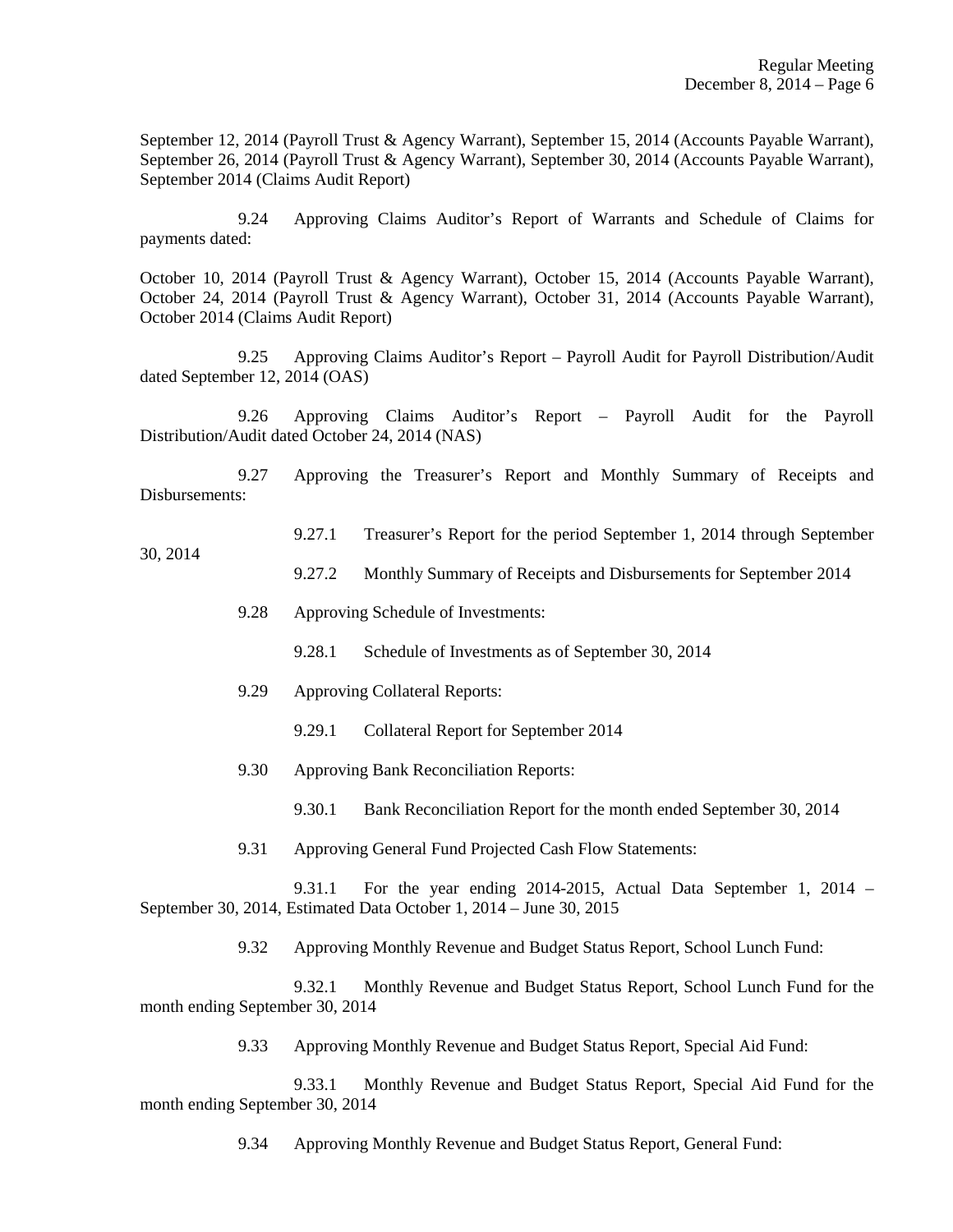September 12, 2014 (Payroll Trust & Agency Warrant), September 15, 2014 (Accounts Payable Warrant), September 26, 2014 (Payroll Trust & Agency Warrant), September 30, 2014 (Accounts Payable Warrant), September 2014 (Claims Audit Report)

9.24 Approving Claims Auditor's Report of Warrants and Schedule of Claims for payments dated:

October 10, 2014 (Payroll Trust & Agency Warrant), October 15, 2014 (Accounts Payable Warrant), October 24, 2014 (Payroll Trust & Agency Warrant), October 31, 2014 (Accounts Payable Warrant), October 2014 (Claims Audit Report)

9.25 Approving Claims Auditor's Report – Payroll Audit for Payroll Distribution/Audit dated September 12, 2014 (OAS)

9.26 Approving Claims Auditor's Report – Payroll Audit for the Payroll Distribution/Audit dated October 24, 2014 (NAS)

9.27 Approving the Treasurer's Report and Monthly Summary of Receipts and Disbursements:

9.27.1 Treasurer's Report for the period September 1, 2014 through September 30, 2014

9.27.2 Monthly Summary of Receipts and Disbursements for September 2014

9.28 Approving Schedule of Investments:

9.28.1 Schedule of Investments as of September 30, 2014

9.29 Approving Collateral Reports:

9.29.1 Collateral Report for September 2014

9.30 Approving Bank Reconciliation Reports:

9.30.1 Bank Reconciliation Report for the month ended September 30, 2014

9.31 Approving General Fund Projected Cash Flow Statements:

9.31.1 For the year ending 2014-2015, Actual Data September 1, 2014 – September 30, 2014, Estimated Data October 1, 2014 – June 30, 2015

9.32 Approving Monthly Revenue and Budget Status Report, School Lunch Fund:

9.32.1 Monthly Revenue and Budget Status Report, School Lunch Fund for the month ending September 30, 2014

9.33 Approving Monthly Revenue and Budget Status Report, Special Aid Fund:

9.33.1 Monthly Revenue and Budget Status Report, Special Aid Fund for the month ending September 30, 2014

9.34 Approving Monthly Revenue and Budget Status Report, General Fund: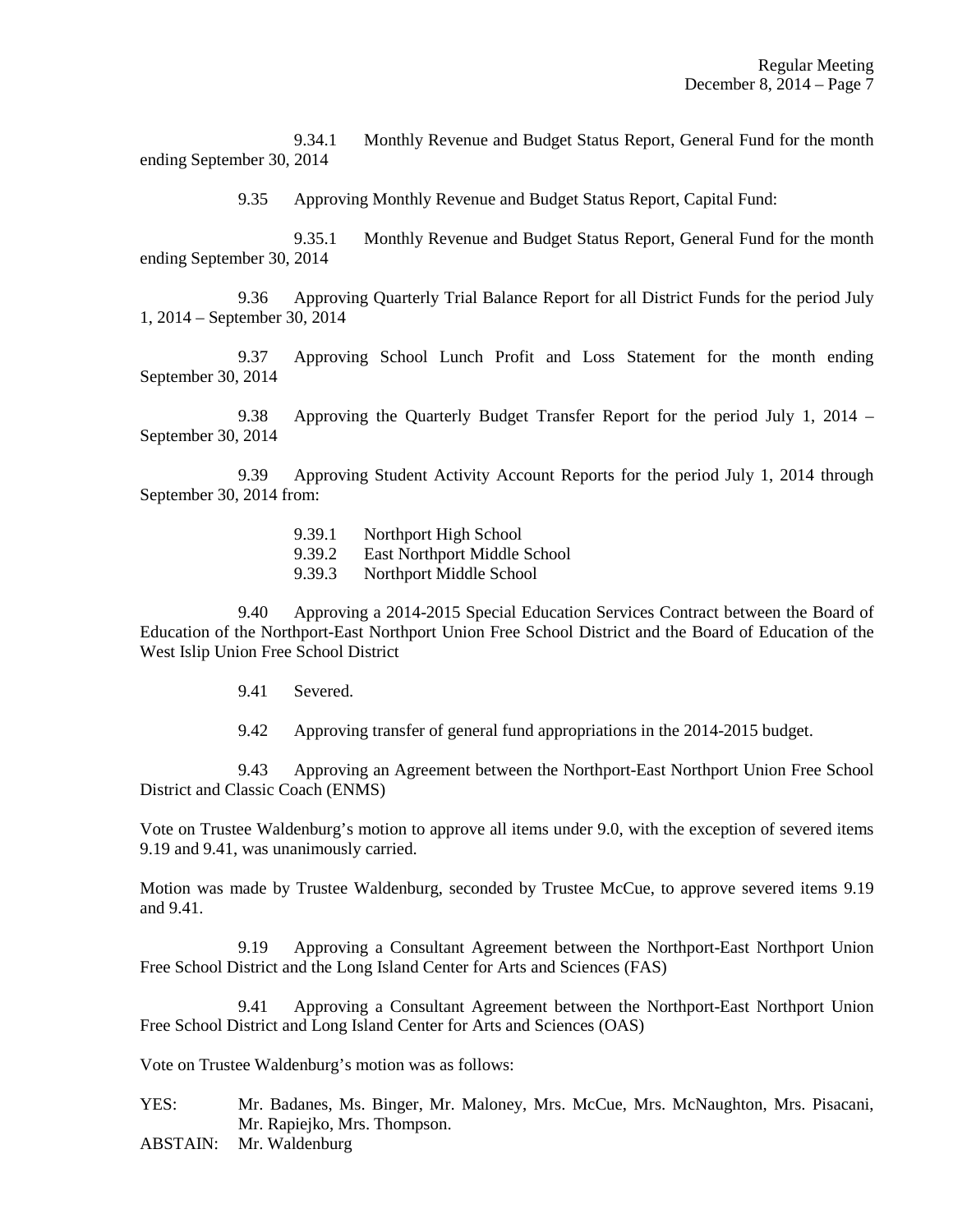9.34.1 Monthly Revenue and Budget Status Report, General Fund for the month ending September 30, 2014

9.35 Approving Monthly Revenue and Budget Status Report, Capital Fund:

9.35.1 Monthly Revenue and Budget Status Report, General Fund for the month ending September 30, 2014

9.36 Approving Quarterly Trial Balance Report for all District Funds for the period July 1, 2014 – September 30, 2014

9.37 Approving School Lunch Profit and Loss Statement for the month ending September 30, 2014

9.38 Approving the Quarterly Budget Transfer Report for the period July 1, 2014 – September 30, 2014

9.39 Approving Student Activity Account Reports for the period July 1, 2014 through September 30, 2014 from:

9.39.1 Northport High School
9.39.2 East Northport Middle School
9.39.3 Northport Middle School

9.40 Approving a 2014-2015 Special Education Services Contract between the Board of Education of the Northport-East Northport Union Free School District and the Board of Education of the West Islip Union Free School District

9.41 Severed.

9.42 Approving transfer of general fund appropriations in the 2014-2015 budget.

9.43 Approving an Agreement between the Northport-East Northport Union Free School District and Classic Coach (ENMS)

Vote on Trustee Waldenburg's motion to approve all items under 9.0, with the exception of severed items 9.19 and 9.41, was unanimously carried.

Motion was made by Trustee Waldenburg, seconded by Trustee McCue, to approve severed items 9.19 and 9.41.

9.19 Approving a Consultant Agreement between the Northport-East Northport Union Free School District and the Long Island Center for Arts and Sciences (FAS)

9.41 Approving a Consultant Agreement between the Northport-East Northport Union Free School District and Long Island Center for Arts and Sciences (OAS)

Vote on Trustee Waldenburg's motion was as follows:

YES: Mr. Badanes, Ms. Binger, Mr. Maloney, Mrs. McCue, Mrs. McNaughton, Mrs. Pisacani, Mr. Rapiejko, Mrs. Thompson.

ABSTAIN: Mr. Waldenburg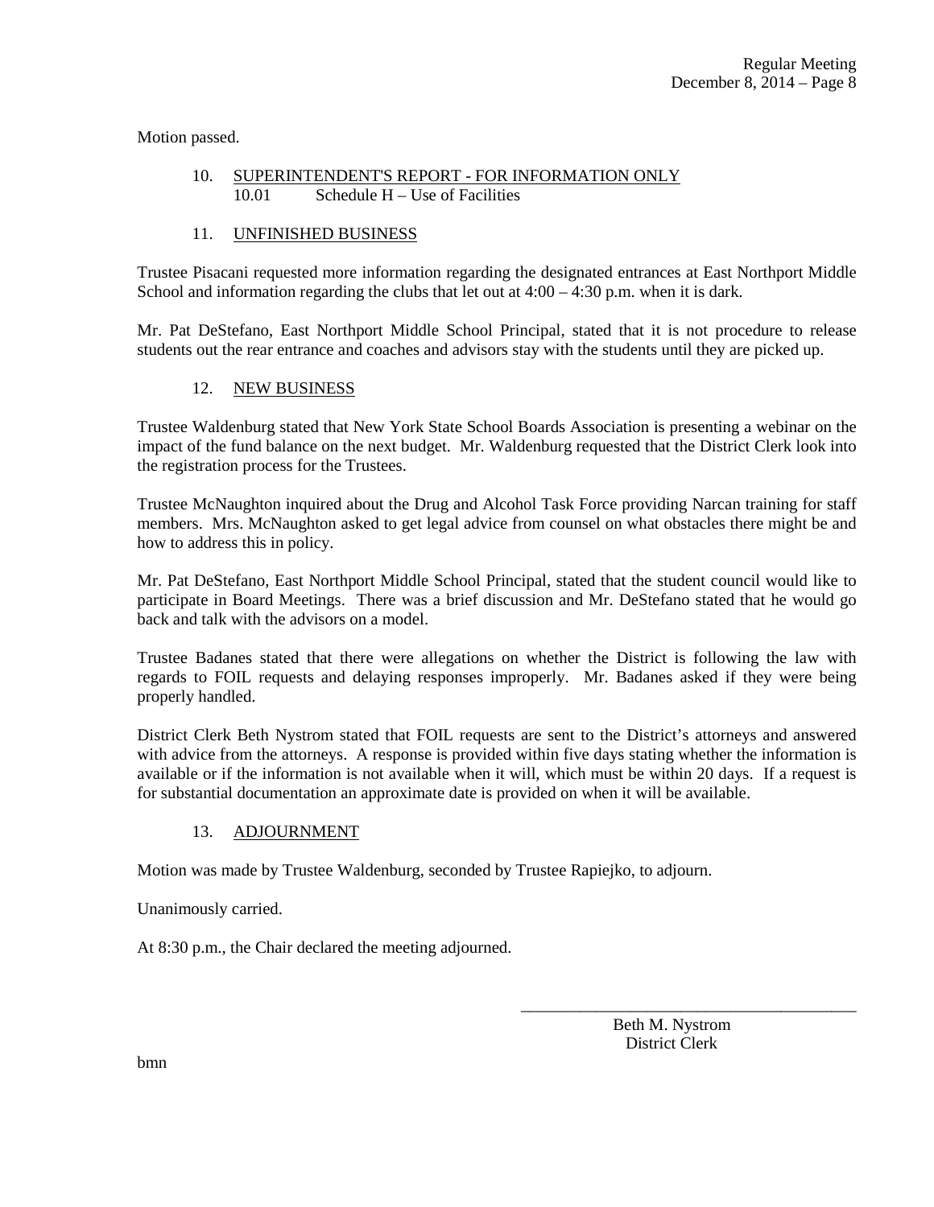Motion passed.

10. SUPERINTENDENT'S REPORT - FOR INFORMATION ONLY
    10.01 Schedule H – Use of Facilities

11. UNFINISHED BUSINESS

Trustee Pisacani requested more information regarding the designated entrances at East Northport Middle School and information regarding the clubs that let out at 4:00 – 4:30 p.m. when it is dark.

Mr. Pat DeStefano, East Northport Middle School Principal, stated that it is not procedure to release students out the rear entrance and coaches and advisors stay with the students until they are picked up.

12. NEW BUSINESS

Trustee Waldenburg stated that New York State School Boards Association is presenting a webinar on the impact of the fund balance on the next budget. Mr. Waldenburg requested that the District Clerk look into the registration process for the Trustees.

Trustee McNaughton inquired about the Drug and Alcohol Task Force providing Narcan training for staff members. Mrs. McNaughton asked to get legal advice from counsel on what obstacles there might be and how to address this in policy.

Mr. Pat DeStefano, East Northport Middle School Principal, stated that the student council would like to participate in Board Meetings. There was a brief discussion and Mr. DeStefano stated that he would go back and talk with the advisors on a model.

Trustee Badanes stated that there were allegations on whether the District is following the law with regards to FOIL requests and delaying responses improperly. Mr. Badanes asked if they were being properly handled.

District Clerk Beth Nystrom stated that FOIL requests are sent to the District's attorneys and answered with advice from the attorneys. A response is provided within five days stating whether the information is available or if the information is not available when it will, which must be within 20 days. If a request is for substantial documentation an approximate date is provided on when it will be available.

13. ADJOURNMENT

Motion was made by Trustee Waldenburg, seconded by Trustee Rapiejko, to adjourn.

Unanimously carried.

At 8:30 p.m., the Chair declared the meeting adjourned.

\_\_\_\_\_\_\_\_\_\_\_\_\_\_\_\_\_\_\_\_\_\_\_\_\_\_\_\_\_\_\_\_\_\_\_\_\_\_\_\_

Beth M. Nystrom
District Clerk

bmn